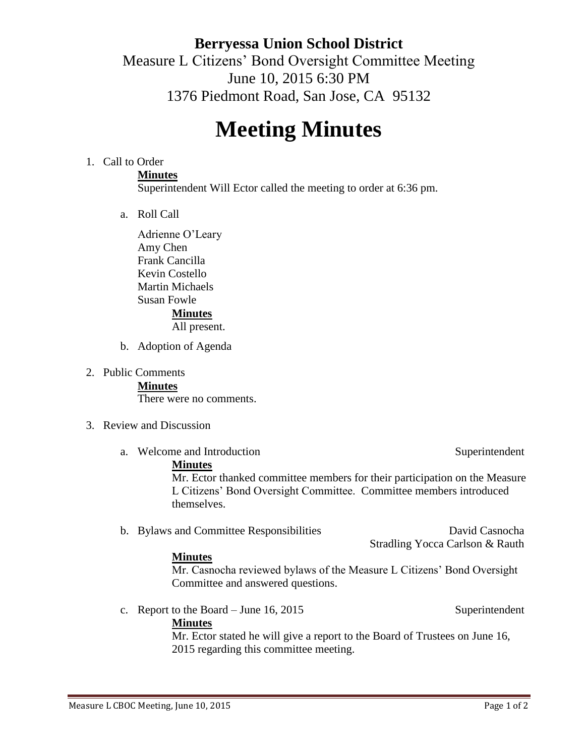**Berryessa Union School District**

Measure L Citizens' Bond Oversight Committee Meeting

June 10, 2015 6:30 PM

1376 Piedmont Road, San Jose, CA 95132

# Meeting Minutes

1. Call to Order

   **Minutes**

   Superintendent Will Ector called the meeting to order at 6:36 pm.

   a. Roll Call

      Adrienne O'Leary
      Amy Chen
      Frank Cancilla
      Kevin Costello
      Martin Michaels
      Susan Fowle

      **Minutes**

      All present.

   b. Adoption of Agenda

2. Public Comments

   **Minutes**

   There were no comments.

3. Review and Discussion

   a. Welcome and Introduction — Superintendent

      **Minutes**

      Mr. Ector thanked committee members for their participation on the Measure L Citizens' Bond Oversight Committee. Committee members introduced themselves.

   b. Bylaws and Committee Responsibilities — David Casnocha, Stradling Yocca Carlson & Rauth

      **Minutes**

      Mr. Casnocha reviewed bylaws of the Measure L Citizens' Bond Oversight Committee and answered questions.

   c. Report to the Board – June 16, 2015 — Superintendent

      **Minutes**

      Mr. Ector stated he will give a report to the Board of Trustees on June 16, 2015 regarding this committee meeting.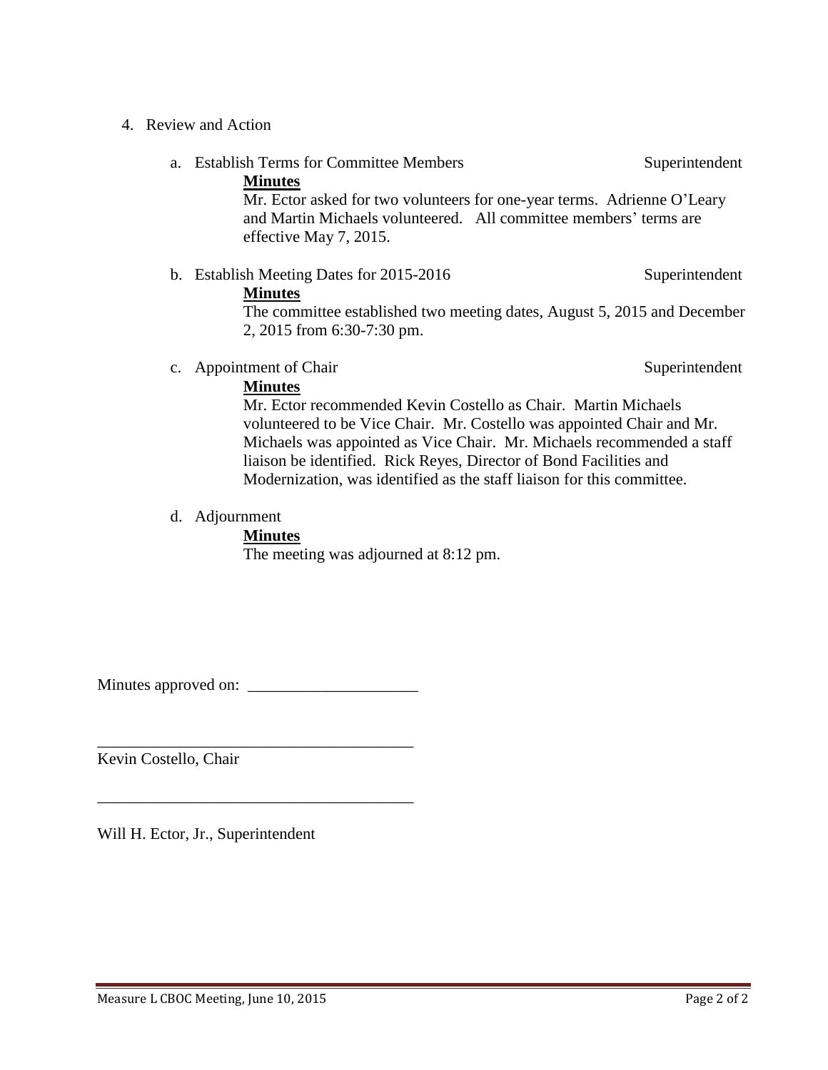4. Review and Action

   a. Establish Terms for Committee Members — Superintendent

      **Minutes**

      Mr. Ector asked for two volunteers for one-year terms. Adrienne O'Leary and Martin Michaels volunteered. All committee members' terms are effective May 7, 2015.

   b. Establish Meeting Dates for 2015-2016 — Superintendent

      **Minutes**

      The committee established two meeting dates, August 5, 2015 and December 2, 2015 from 6:30-7:30 pm.

   c. Appointment of Chair — Superintendent

      **Minutes**

      Mr. Ector recommended Kevin Costello as Chair. Martin Michaels volunteered to be Vice Chair. Mr. Costello was appointed Chair and Mr. Michaels was appointed as Vice Chair. Mr. Michaels recommended a staff liaison be identified. Rick Reyes, Director of Bond Facilities and Modernization, was identified as the staff liaison for this committee.

   d. Adjournment

      **Minutes**

      The meeting was adjourned at 8:12 pm.

Minutes approved on: ____________________

________________________________________

Kevin Costello, Chair

________________________________________

Will H. Ector, Jr., Superintendent